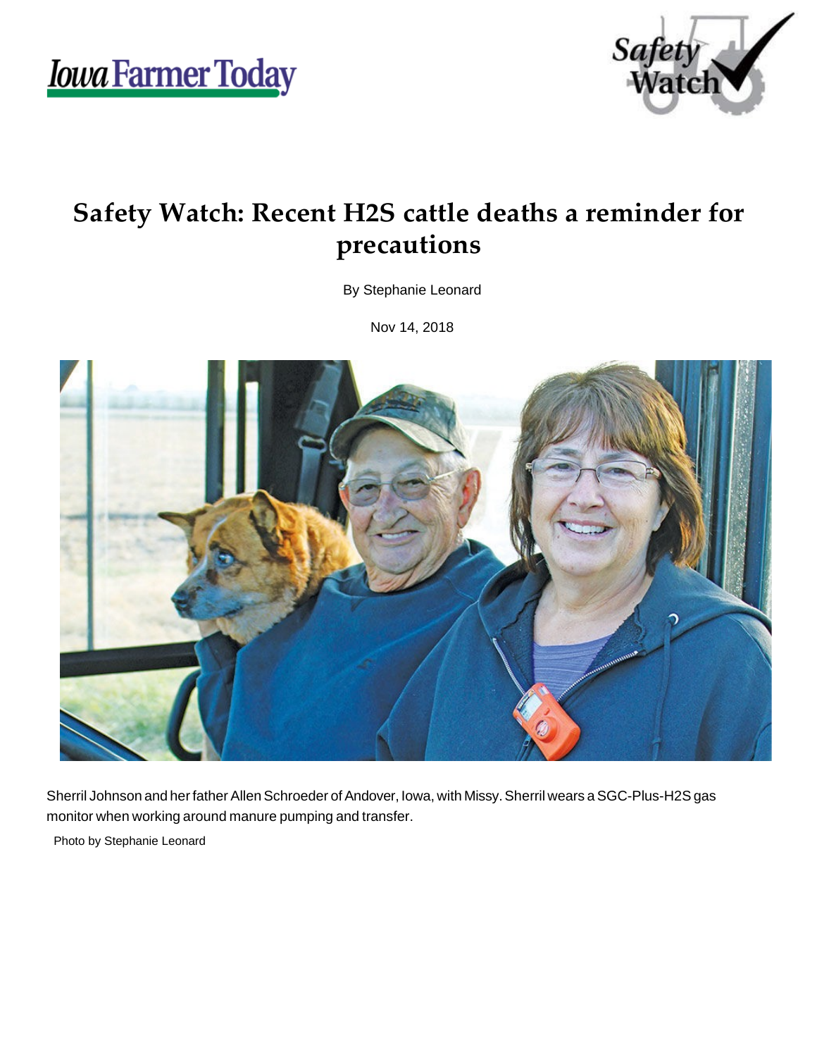# Safety Watch: Recent H2S cattle deaths a reminder for precautions

By Stephanie Leonard

Nov 14, 2018

Sherril Johnson and her father Allen Schroeder of Andover, Iowa, with Missy. Sherril wears a SGC-Plus-H2S gas monitor when working around manure pumping and transfer.

Photo by Stephanie Leonard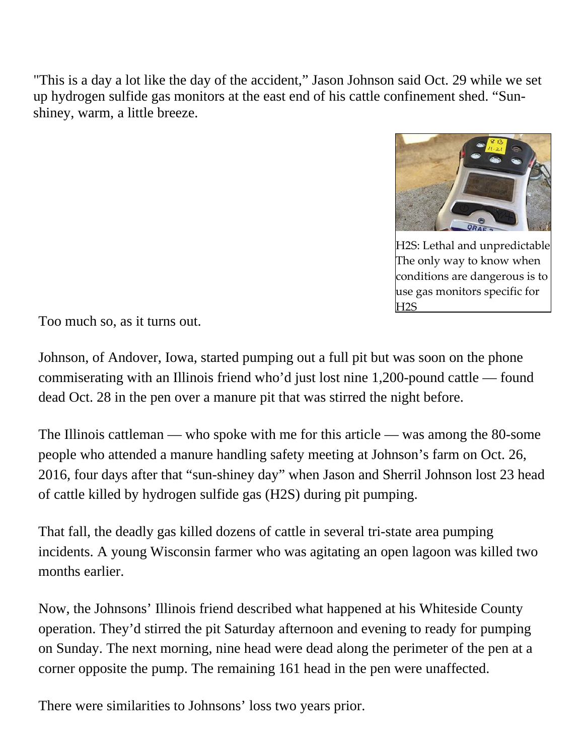"This is a day a lot like the day of the accident," Jason Johnson said Oct. 29 while we set up hydrogen sulfide gas monitors at the east end of his cattle confinement shed. "Sun-shiney, warm, a little breeze.

H2S: Lethal and unpredictable The only way to know when conditions are dangerous is to use gas monitors specific for H2S

Too much so, as it turns out.

Johnson, of Andover, Iowa, started pumping out a full pit but was soon on the phone commiserating with an Illinois friend who'd just lost nine 1,200-pound cattle — found dead Oct. 28 in the pen over a manure pit that was stirred the night before.

The Illinois cattleman — who spoke with me for this article — was among the 80-some people who attended a manure handling safety meeting at Johnson's farm on Oct. 26, 2016, four days after that "sun-shiney day" when Jason and Sherril Johnson lost 23 head of cattle killed by hydrogen sulfide gas (H2S) during pit pumping.

That fall, the deadly gas killed dozens of cattle in several tri-state area pumping incidents. A young Wisconsin farmer who was agitating an open lagoon was killed two months earlier.

Now, the Johnsons' Illinois friend described what happened at his Whiteside County operation. They'd stirred the pit Saturday afternoon and evening to ready for pumping on Sunday. The next morning, nine head were dead along the perimeter of the pen at a corner opposite the pump. The remaining 161 head in the pen were unaffected.

There were similarities to Johnsons' loss two years prior.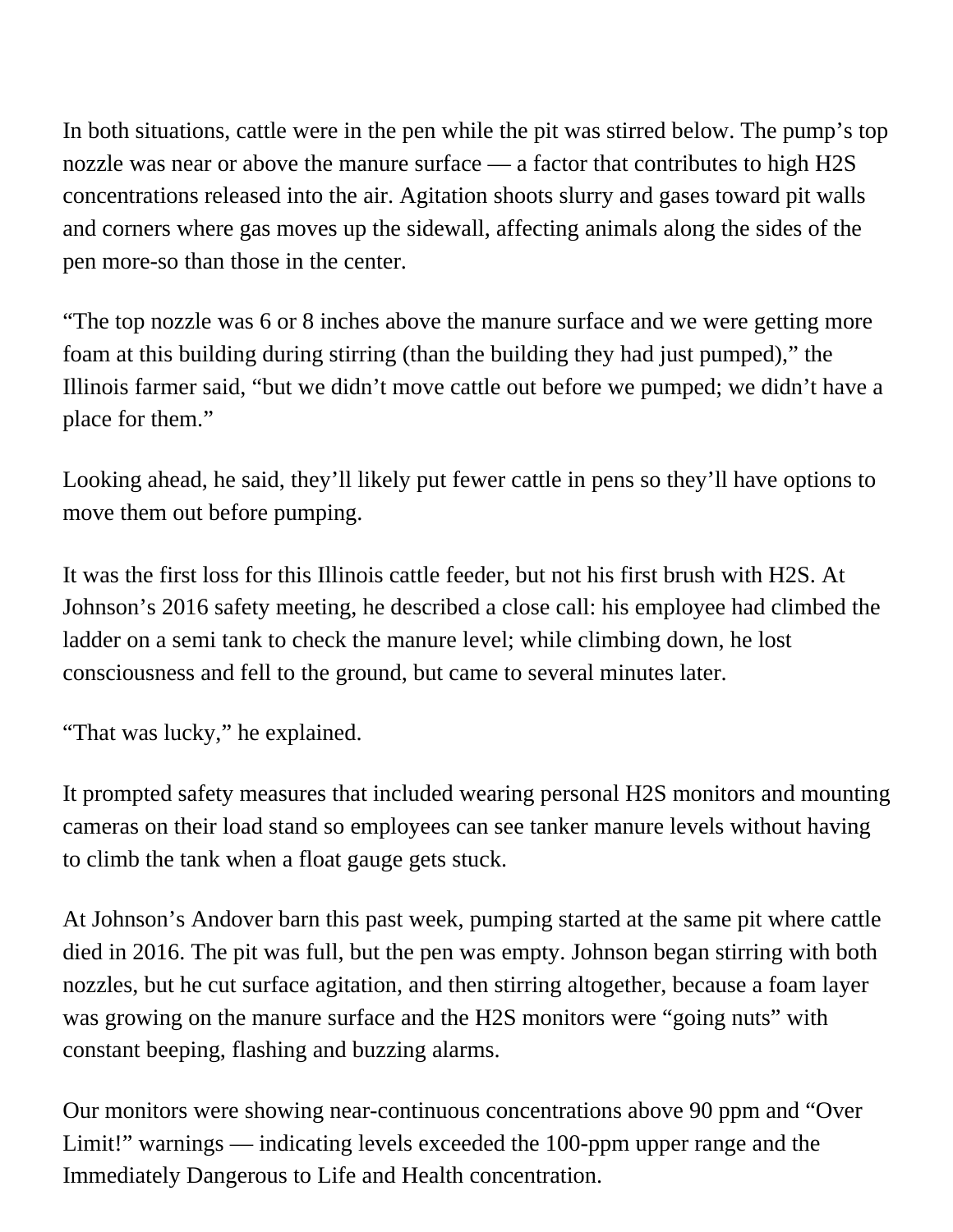In both situations, cattle were in the pen while the pit was stirred below. The pump's top nozzle was near or above the manure surface — a factor that contributes to high $H_2S$ concentrations released into the air. Agitation shoots slurry and gases toward pit walls and corners where gas moves up the sidewall, affecting animals along the sides of the pen more-so than those in the center.

"The top nozzle was 6 or 8 inches above the manure surface and we were getting more foam at this building during stirring (than the building they had just pumped)," the Illinois farmer said, "but we didn't move cattle out before we pumped; we didn't have a place for them."

Looking ahead, he said, they'll likely put fewer cattle in pens so they'll have options to move them out before pumping.

It was the first loss for this Illinois cattle feeder, but not his first brush with $H_2S$. At Johnson's 2016 safety meeting, he described a close call: his employee had climbed the ladder on a semi tank to check the manure level; while climbing down, he lost consciousness and fell to the ground, but came to several minutes later.

"That was lucky," he explained.

It prompted safety measures that included wearing personal $H_2S$ monitors and mounting cameras on their load stand so employees can see tanker manure levels without having to climb the tank when a float gauge gets stuck.

At Johnson's Andover barn this past week, pumping started at the same pit where cattle died in 2016. The pit was full, but the pen was empty. Johnson began stirring with both nozzles, but he cut surface agitation, and then stirring altogether, because a foam layer was growing on the manure surface and the $H_2S$ monitors were "going nuts" with constant beeping, flashing and buzzing alarms.

Our monitors were showing near-continuous concentrations above 90 ppm and "Over Limit!" warnings — indicating levels exceeded the 100-ppm upper range and the Immediately Dangerous to Life and Health concentration.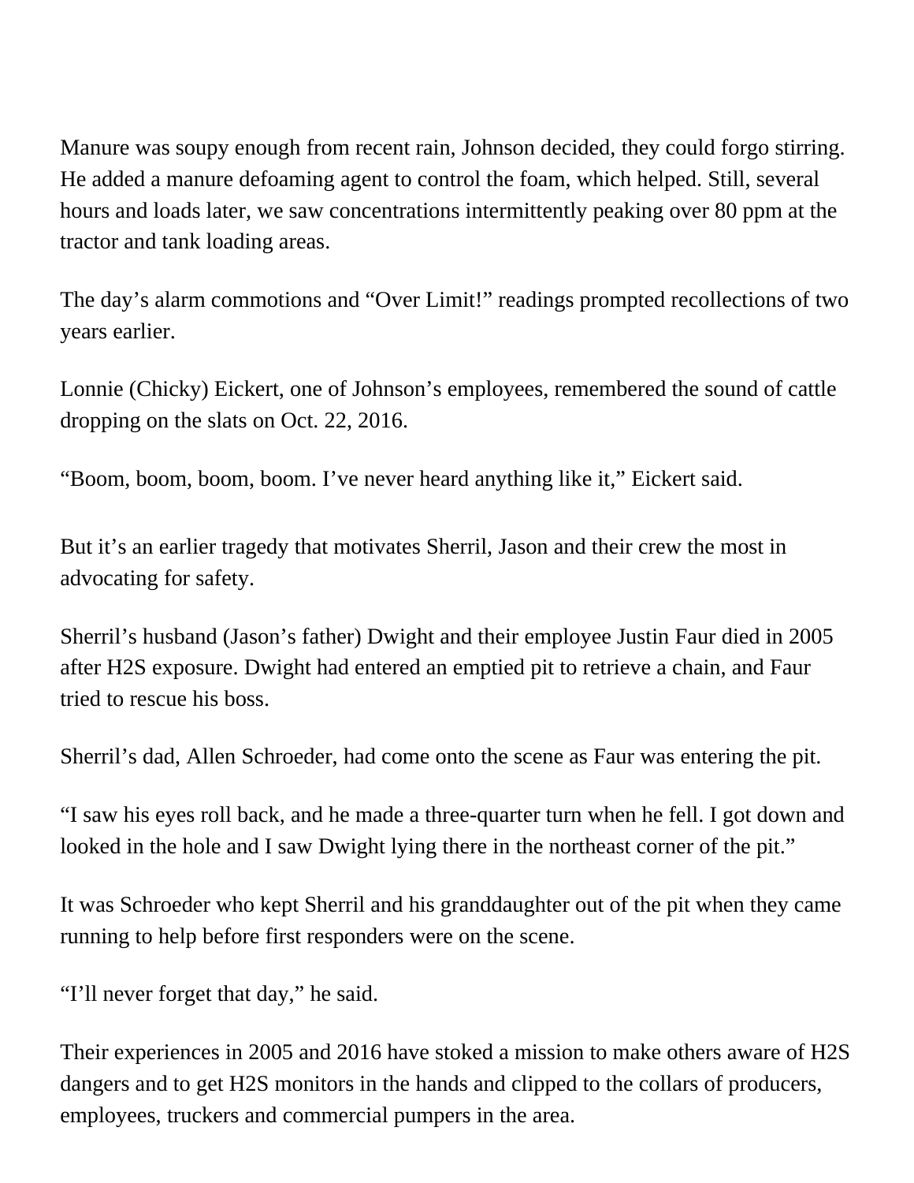Manure was soupy enough from recent rain, Johnson decided, they could forgo stirring. He added a manure defoaming agent to control the foam, which helped. Still, several hours and loads later, we saw concentrations intermittently peaking over 80 ppm at the tractor and tank loading areas.

The day's alarm commotions and "Over Limit!" readings prompted recollections of two years earlier.

Lonnie (Chicky) Eickert, one of Johnson's employees, remembered the sound of cattle dropping on the slats on Oct. 22, 2016.

"Boom, boom, boom, boom. I've never heard anything like it," Eickert said.

But it's an earlier tragedy that motivates Sherril, Jason and their crew the most in advocating for safety.

Sherril's husband (Jason's father) Dwight and their employee Justin Faur died in 2005 after H2S exposure. Dwight had entered an emptied pit to retrieve a chain, and Faur tried to rescue his boss.

Sherril's dad, Allen Schroeder, had come onto the scene as Faur was entering the pit.

"I saw his eyes roll back, and he made a three-quarter turn when he fell. I got down and looked in the hole and I saw Dwight lying there in the northeast corner of the pit."

It was Schroeder who kept Sherril and his granddaughter out of the pit when they came running to help before first responders were on the scene.

"I'll never forget that day," he said.

Their experiences in 2005 and 2016 have stoked a mission to make others aware of H2S dangers and to get H2S monitors in the hands and clipped to the collars of producers, employees, truckers and commercial pumpers in the area.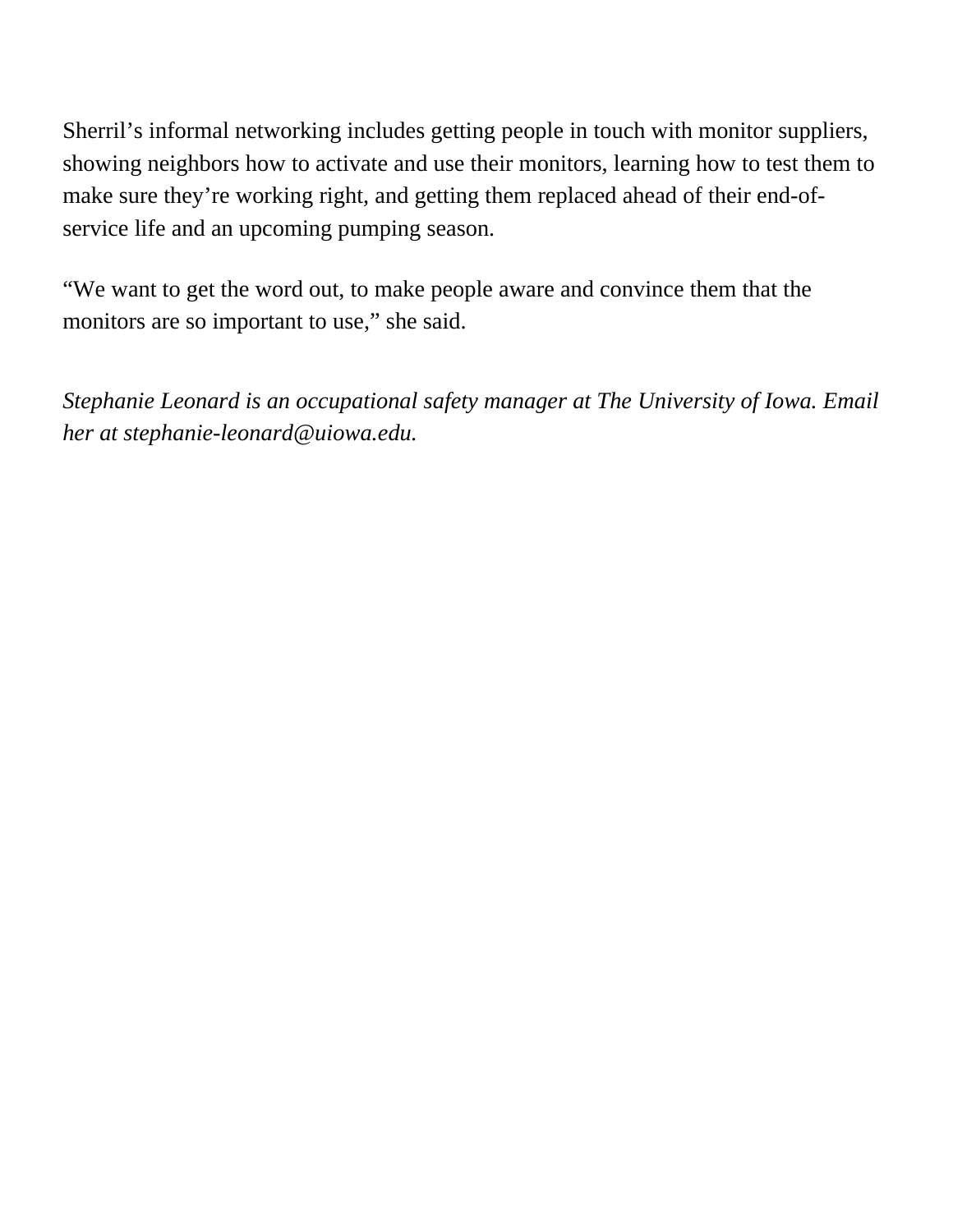Sherril’s informal networking includes getting people in touch with monitor suppliers, showing neighbors how to activate and use their monitors, learning how to test them to make sure they’re working right, and getting them replaced ahead of their end-of-service life and an upcoming pumping season.

“We want to get the word out, to make people aware and convince them that the monitors are so important to use,” she said.

*Stephanie Leonard is an occupational safety manager at The University of Iowa. Email her at stephanie-leonard@uiowa.edu.*